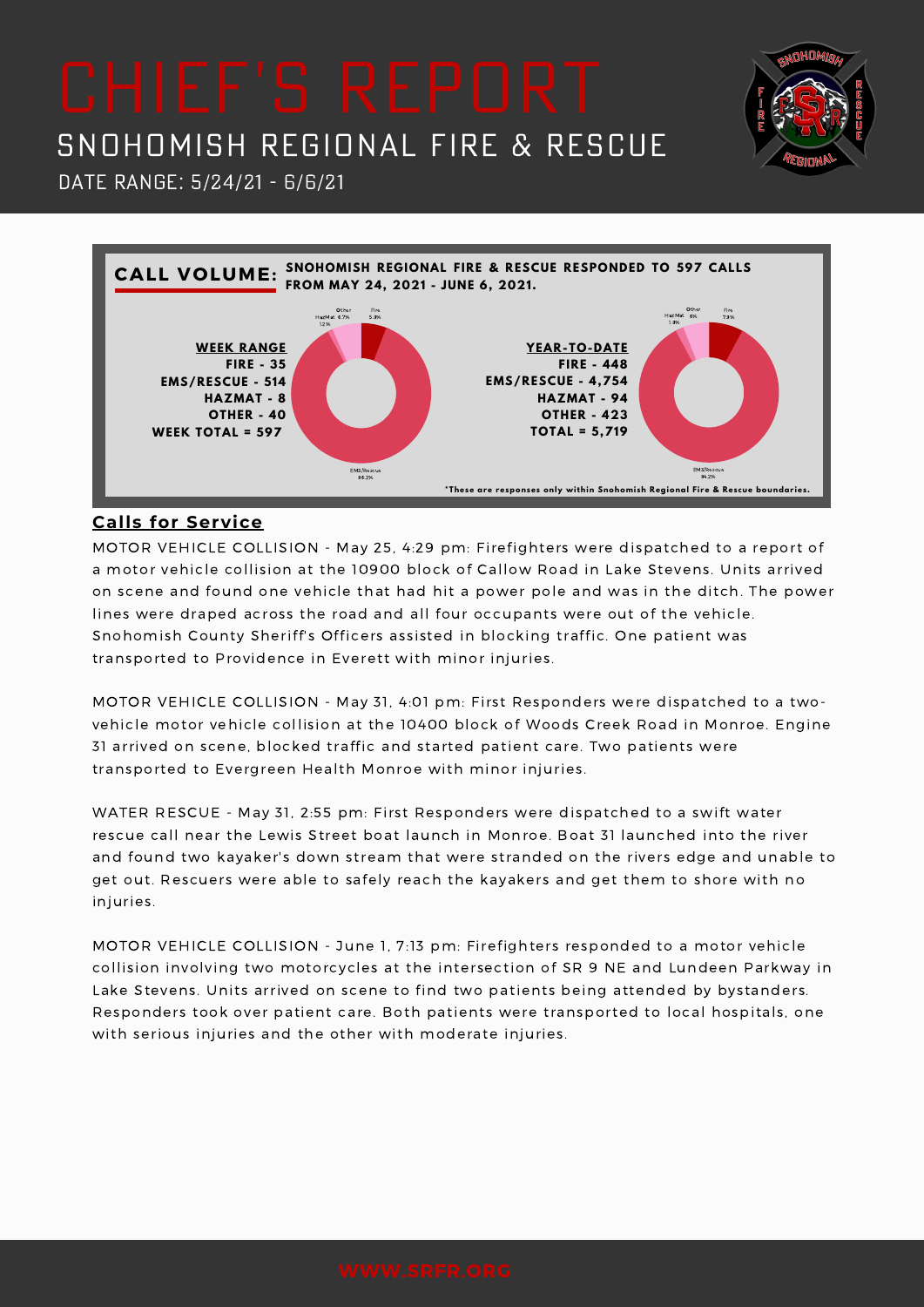# CHIEF'S REPORT

## SNOHOMISH REGIONAL FIRE & RESCUE

DATE RANGE: 5/24/21 - 6/6/21

**CALL VOLUME:** **SNOHOMISH REGIONAL FIRE & RESCUE RESPONDED TO 597 CALLS FROM MAY 24, 2021 - JUNE 6, 2021.**

**WEEK RANGE**
**FIRE - 35**
**EMS/RESCUE - 514**
**HAZMAT - 8**
**OTHER - 40**
**WEEK TOTAL = 597**

**YEAR-TO-DATE**
**FIRE - 448**
**EMS/RESCUE - 4,754**
**HAZMAT - 94**
**OTHER - 423**
**TOTAL = 5,719**

**\*These are responses only within Snohomish Regional Fire & Rescue boundaries.**

## Calls for Service

MOTOR VEHICLE COLLISION - May 25, 4:29 pm: Firefighters were dispatched to a report of a motor vehicle collision at the 10900 block of Callow Road in Lake Stevens. Units arrived on scene and found one vehicle that had hit a power pole and was in the ditch. The power lines were draped across the road and all four occupants were out of the vehicle. Snohomish County Sheriff's Officers assisted in blocking traffic. One patient was transported to Providence in Everett with minor injuries.

MOTOR VEHICLE COLLISION - May 31, 4:01 pm: First Responders were dispatched to a two-vehicle motor vehicle collision at the 10400 block of Woods Creek Road in Monroe. Engine 31 arrived on scene, blocked traffic and started patient care. Two patients were transported to Evergreen Health Monroe with minor injuries.

WATER RESCUE - May 31, 2:55 pm: First Responders were dispatched to a swift water rescue call near the Lewis Street boat launch in Monroe. Boat 31 launched into the river and found two kayaker's down stream that were stranded on the rivers edge and unable to get out. Rescuers were able to safely reach the kayakers and get them to shore with no injuries.

MOTOR VEHICLE COLLISION - June 1, 7:13 pm: Firefighters responded to a motor vehicle collision involving two motorcycles at the intersection of SR 9 NE and Lundeen Parkway in Lake Stevens. Units arrived on scene to find two patients being attended by bystanders. Responders took over patient care. Both patients were transported to local hospitals, one with serious injuries and the other with moderate injuries.

WWW.SRFR.ORG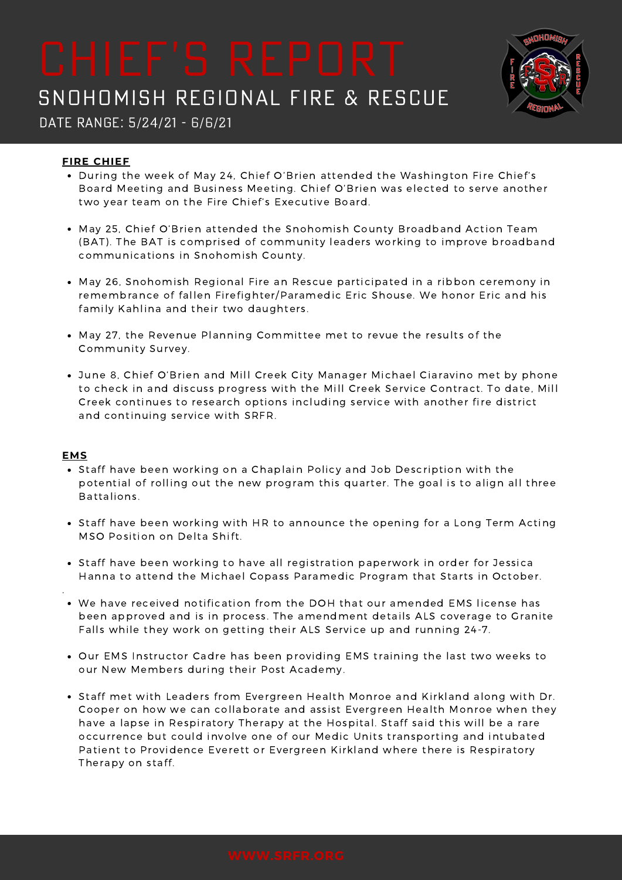# CHIEF'S REPORT

## SNOHOMISH REGIONAL FIRE & RESCUE

DATE RANGE: 5/24/21 - 6/6/21

**FIRE CHIEF**

- During the week of May 24, Chief O'Brien attended the Washington Fire Chief's Board Meeting and Business Meeting. Chief O'Brien was elected to serve another two year team on the Fire Chief's Executive Board.
- May 25, Chief O'Brien attended the Snohomish County Broadband Action Team (BAT). The BAT is comprised of community leaders working to improve broadband communications in Snohomish County.
- May 26, Snohomish Regional Fire an Rescue participated in a ribbon ceremony in remembrance of fallen Firefighter/Paramedic Eric Shouse. We honor Eric and his family Kahlina and their two daughters.
- May 27, the Revenue Planning Committee met to revue the results of the Community Survey.
- June 8, Chief O'Brien and Mill Creek City Manager Michael Ciaravino met by phone to check in and discuss progress with the Mill Creek Service Contract. To date, Mill Creek continues to research options including service with another fire district and continuing service with SRFR.

**EMS**

- Staff have been working on a Chaplain Policy and Job Description with the potential of rolling out the new program this quarter. The goal is to align all three Battalions.
- Staff have been working with HR to announce the opening for a Long Term Acting MSO Position on Delta Shift.
- Staff have been working to have all registration paperwork in order for Jessica Hanna to attend the Michael Copass Paramedic Program that Starts in October.
- We have received notification from the DOH that our amended EMS license has been approved and is in process. The amendment details ALS coverage to Granite Falls while they work on getting their ALS Service up and running 24-7.
- Our EMS Instructor Cadre has been providing EMS training the last two weeks to our New Members during their Post Academy.
- Staff met with Leaders from Evergreen Health Monroe and Kirkland along with Dr. Cooper on how we can collaborate and assist Evergreen Health Monroe when they have a lapse in Respiratory Therapy at the Hospital. Staff said this will be a rare occurrence but could involve one of our Medic Units transporting and intubated Patient to Providence Everett or Evergreen Kirkland where there is Respiratory Therapy on staff.

WWW.SRFR.ORG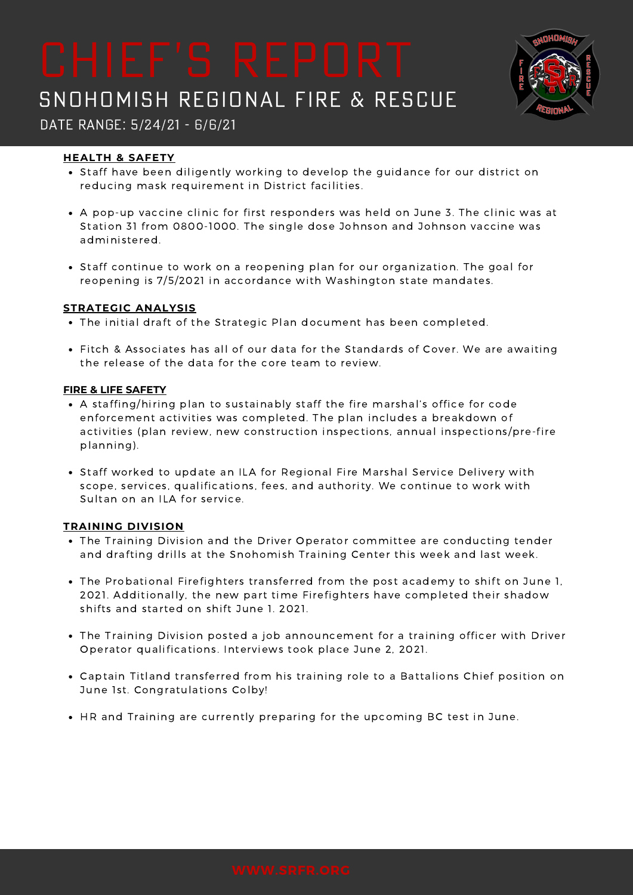# CHIEF'S REPORT

## SNOHOMISH REGIONAL FIRE & RESCUE

DATE RANGE: 5/24/21 - 6/6/21

### HEALTH & SAFETY

- Staff have been diligently working to develop the guidance for our district on reducing mask requirement in District facilities.
- A pop-up vaccine clinic for first responders was held on June 3. The clinic was at Station 31 from 0800-1000. The single dose Johnson and Johnson vaccine was administered.
- Staff continue to work on a reopening plan for our organization. The goal for reopening is 7/5/2021 in accordance with Washington state mandates.

### STRATEGIC ANALYSIS

- The initial draft of the Strategic Plan document has been completed.
- Fitch & Associates has all of our data for the Standards of Cover. We are awaiting the release of the data for the core team to review.

### FIRE & LIFE SAFETY

- A staffing/hiring plan to sustainably staff the fire marshal's office for code enforcement activities was completed. The plan includes a breakdown of activities (plan review, new construction inspections, annual inspections/pre-fire planning).
- Staff worked to update an ILA for Regional Fire Marshal Service Delivery with scope, services, qualifications, fees, and authority. We continue to work with Sultan on an ILA for service.

### TRAINING DIVISION

- The Training Division and the Driver Operator committee are conducting tender and drafting drills at the Snohomish Training Center this week and last week.
- The Probational Firefighters transferred from the post academy to shift on June 1, 2021. Additionally, the new part time Firefighters have completed their shadow shifts and started on shift June 1. 2021.
- The Training Division posted a job announcement for a training officer with Driver Operator qualifications. Interviews took place June 2, 2021.
- Captain Titland transferred from his training role to a Battalions Chief position on June 1st. Congratulations Colby!
- HR and Training are currently preparing for the upcoming BC test in June.

WWW.SRFR.ORG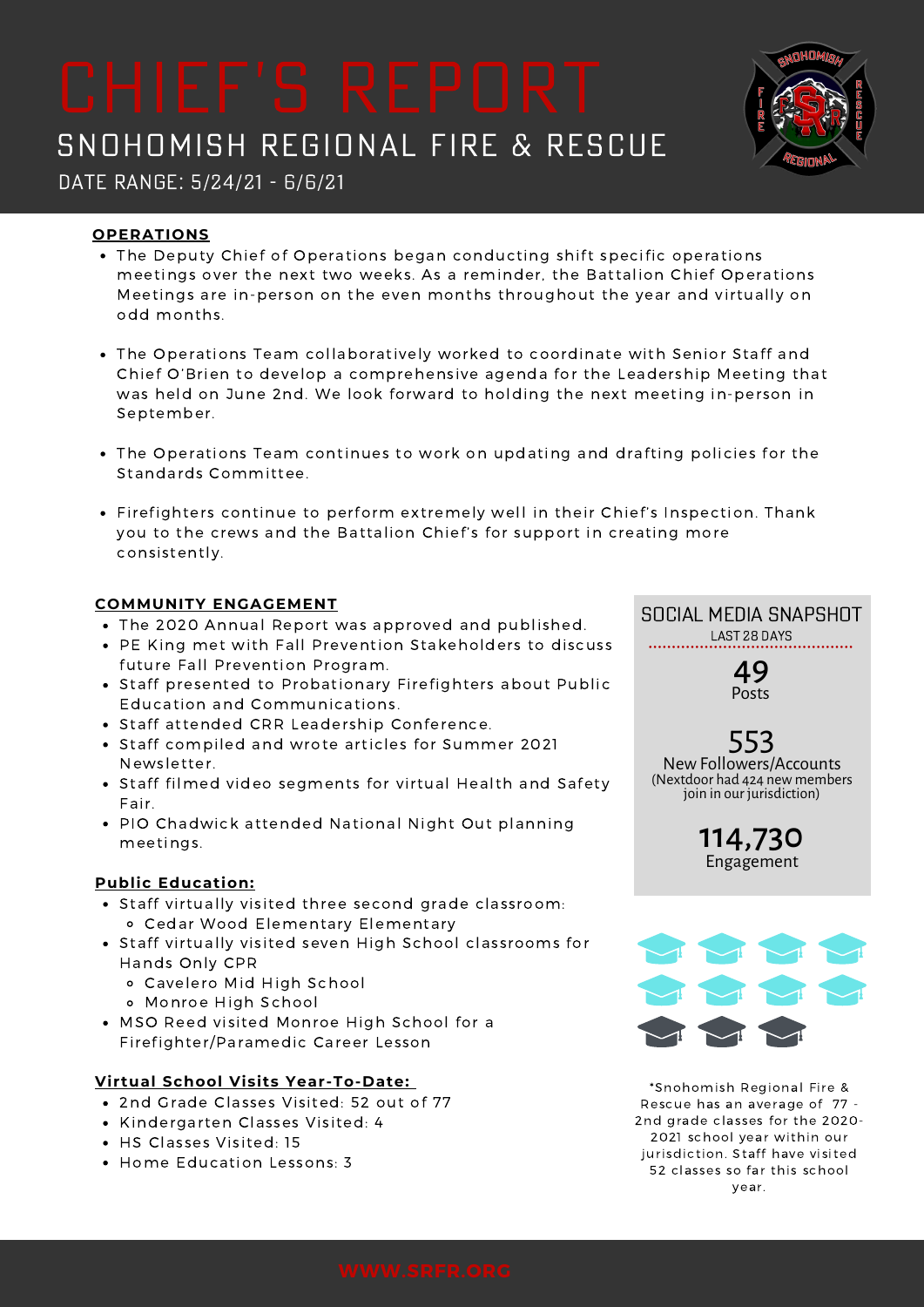# CHIEF'S REPORT

## SNOHOMISH REGIONAL FIRE & RESCUE

DATE RANGE: 5/24/21 - 6/6/21

### OPERATIONS

- The Deputy Chief of Operations began conducting shift specific operations meetings over the next two weeks. As a reminder, the Battalion Chief Operations Meetings are in-person on the even months throughout the year and virtually on odd months.
- The Operations Team collaboratively worked to coordinate with Senior Staff and Chief O'Brien to develop a comprehensive agenda for the Leadership Meeting that was held on June 2nd. We look forward to holding the next meeting in-person in September.
- The Operations Team continues to work on updating and drafting policies for the Standards Committee.
- Firefighters continue to perform extremely well in their Chief's Inspection. Thank you to the crews and the Battalion Chief's for support in creating more consistently.

### COMMUNITY ENGAGEMENT

- The 2020 Annual Report was approved and published.
- PE King met with Fall Prevention Stakeholders to discuss future Fall Prevention Program.
- Staff presented to Probationary Firefighters about Public Education and Communications.
- Staff attended CRR Leadership Conference.
- Staff compiled and wrote articles for Summer 2021 Newsletter.
- Staff filmed video segments for virtual Health and Safety Fair.
- PIO Chadwick attended National Night Out planning meetings.

### Public Education:

- Staff virtually visited three second grade classroom:
  - Cedar Wood Elementary Elementary
- Staff virtually visited seven High School classrooms for Hands Only CPR
  - Cavelero Mid High School
  - Monroe High School
- MSO Reed visited Monroe High School for a Firefighter/Paramedic Career Lesson

### Virtual School Visits Year-To-Date:

- 2nd Grade Classes Visited: 52 out of 77
- Kindergarten Classes Visited: 4
- HS Classes Visited: 15
- Home Education Lessons: 3

### SOCIAL MEDIA SNAPSHOT

LAST 28 DAYS

**49**
Posts

**553**
New Followers/Accounts
(Nextdoor had 424 new members join in our jurisdiction)

**114,730**
Engagement

*Snohomish Regional Fire & Rescue has an average of 77 - 2nd grade classes for the 2020-2021 school year within our jurisdiction. Staff have visited 52 classes so far this school year.

WWW.SRFR.ORG